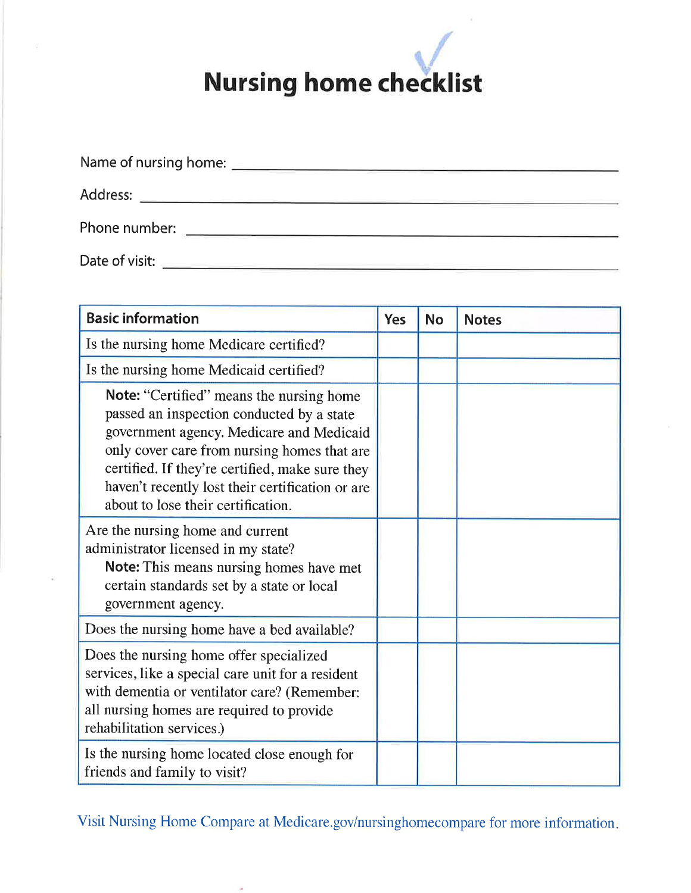# Nursing home checklist

Name of nursing home: ______________________________

Address: ______________________________

Phone number: ______________________________

Date of visit: ______________________________

| Basic information | Yes | No | Notes |
|---|---|---|---|
| Is the nursing home Medicare certified? | | | |
| Is the nursing home Medicaid certified? | | | |
| **Note:** "Certified" means the nursing home passed an inspection conducted by a state government agency. Medicare and Medicaid only cover care from nursing homes that are certified. If they're certified, make sure they haven't recently lost their certification or are about to lose their certification. | | | |
| Are the nursing home and current administrator licensed in my state? **Note:** This means nursing homes have met certain standards set by a state or local government agency. | | | |
| Does the nursing home have a bed available? | | | |
| Does the nursing home offer specialized services, like a special care unit for a resident with dementia or ventilator care? (Remember: all nursing homes are required to provide rehabilitation services.) | | | |
| Is the nursing home located close enough for friends and family to visit? | | | |

Visit Nursing Home Compare at Medicare.gov/nursinghomecompare for more information.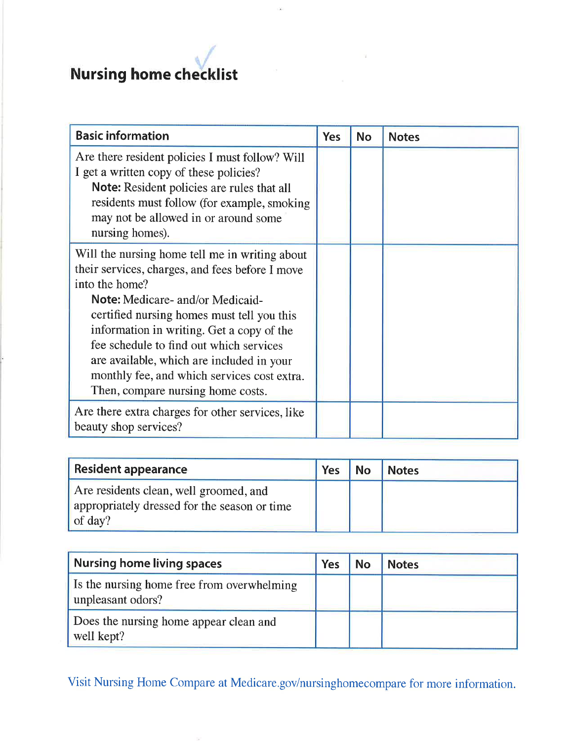# Nursing home checklist

| Basic information | Yes | No | Notes |
|---|---|---|---|
| Are there resident policies I must follow? Will I get a written copy of these policies? **Note:** Resident policies are rules that all residents must follow (for example, smoking may not be allowed in or around some nursing homes). | | | |
| Will the nursing home tell me in writing about their services, charges, and fees before I move into the home? **Note:** Medicare- and/or Medicaid-certified nursing homes must tell you this information in writing. Get a copy of the fee schedule to find out which services are available, which are included in your monthly fee, and which services cost extra. Then, compare nursing home costs. | | | |
| Are there extra charges for other services, like beauty shop services? | | | |

| Resident appearance | Yes | No | Notes |
|---|---|---|---|
| Are residents clean, well groomed, and appropriately dressed for the season or time of day? | | | |

| Nursing home living spaces | Yes | No | Notes |
|---|---|---|---|
| Is the nursing home free from overwhelming unpleasant odors? | | | |
| Does the nursing home appear clean and well kept? | | | |

Visit Nursing Home Compare at Medicare.gov/nursinghomecompare for more information.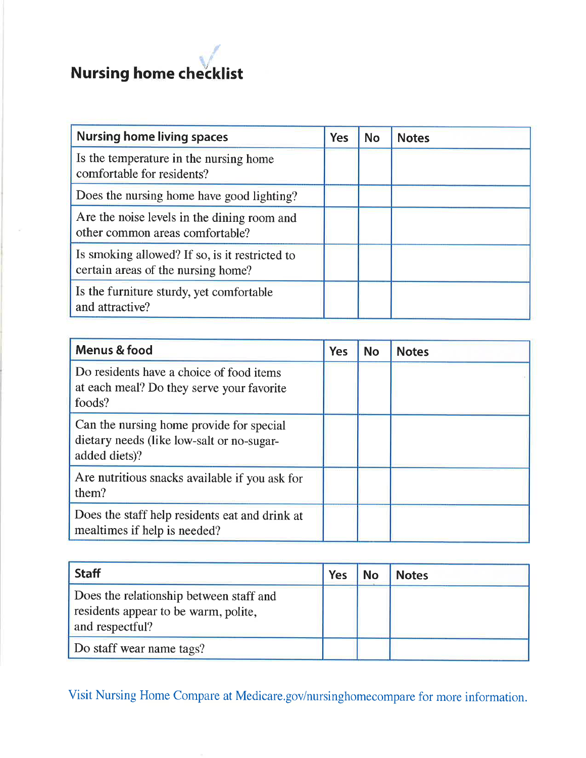# Nursing home checklist

| Nursing home living spaces | Yes | No | Notes |
|---|---|---|---|
| Is the temperature in the nursing home comfortable for residents? | | | |
| Does the nursing home have good lighting? | | | |
| Are the noise levels in the dining room and other common areas comfortable? | | | |
| Is smoking allowed? If so, is it restricted to certain areas of the nursing home? | | | |
| Is the furniture sturdy, yet comfortable and attractive? | | | |

| Menus & food | Yes | No | Notes |
|---|---|---|---|
| Do residents have a choice of food items at each meal? Do they serve your favorite foods? | | | |
| Can the nursing home provide for special dietary needs (like low-salt or no-sugar-added diets)? | | | |
| Are nutritious snacks available if you ask for them? | | | |
| Does the staff help residents eat and drink at mealtimes if help is needed? | | | |

| Staff | Yes | No | Notes |
|---|---|---|---|
| Does the relationship between staff and residents appear to be warm, polite, and respectful? | | | |
| Do staff wear name tags? | | | |

Visit Nursing Home Compare at Medicare.gov/nursinghomecompare for more information.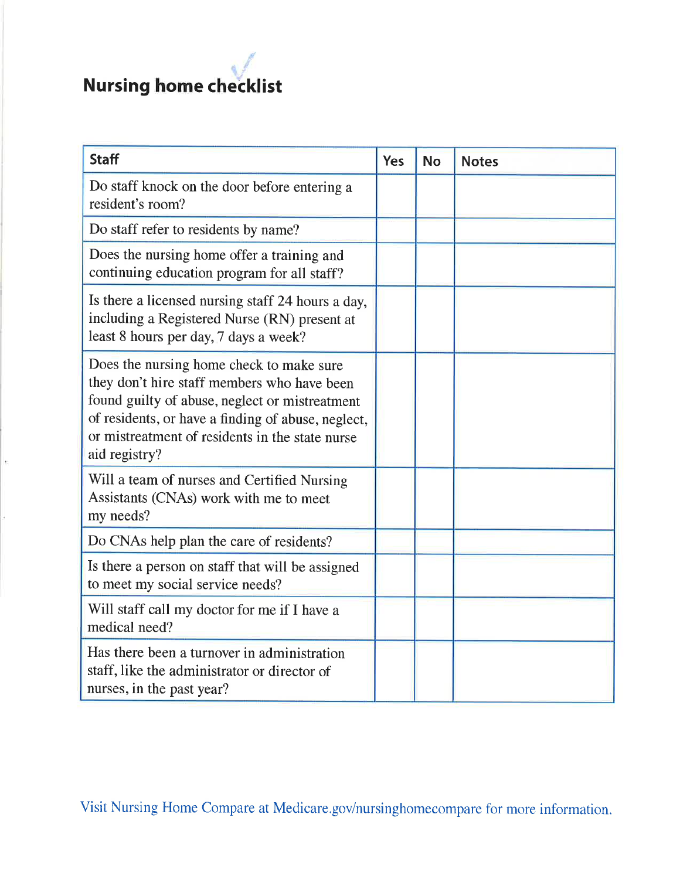# Nursing home checklist

| Staff | Yes | No | Notes |
|---|---|---|---|
| Do staff knock on the door before entering a resident's room? | | | |
| Do staff refer to residents by name? | | | |
| Does the nursing home offer a training and continuing education program for all staff? | | | |
| Is there a licensed nursing staff 24 hours a day, including a Registered Nurse (RN) present at least 8 hours per day, 7 days a week? | | | |
| Does the nursing home check to make sure they don't hire staff members who have been found guilty of abuse, neglect or mistreatment of residents, or have a finding of abuse, neglect, or mistreatment of residents in the state nurse aid registry? | | | |
| Will a team of nurses and Certified Nursing Assistants (CNAs) work with me to meet my needs? | | | |
| Do CNAs help plan the care of residents? | | | |
| Is there a person on staff that will be assigned to meet my social service needs? | | | |
| Will staff call my doctor for me if I have a medical need? | | | |
| Has there been a turnover in administration staff, like the administrator or director of nurses, in the past year? | | | |

Visit Nursing Home Compare at Medicare.gov/nursinghomecompare for more information.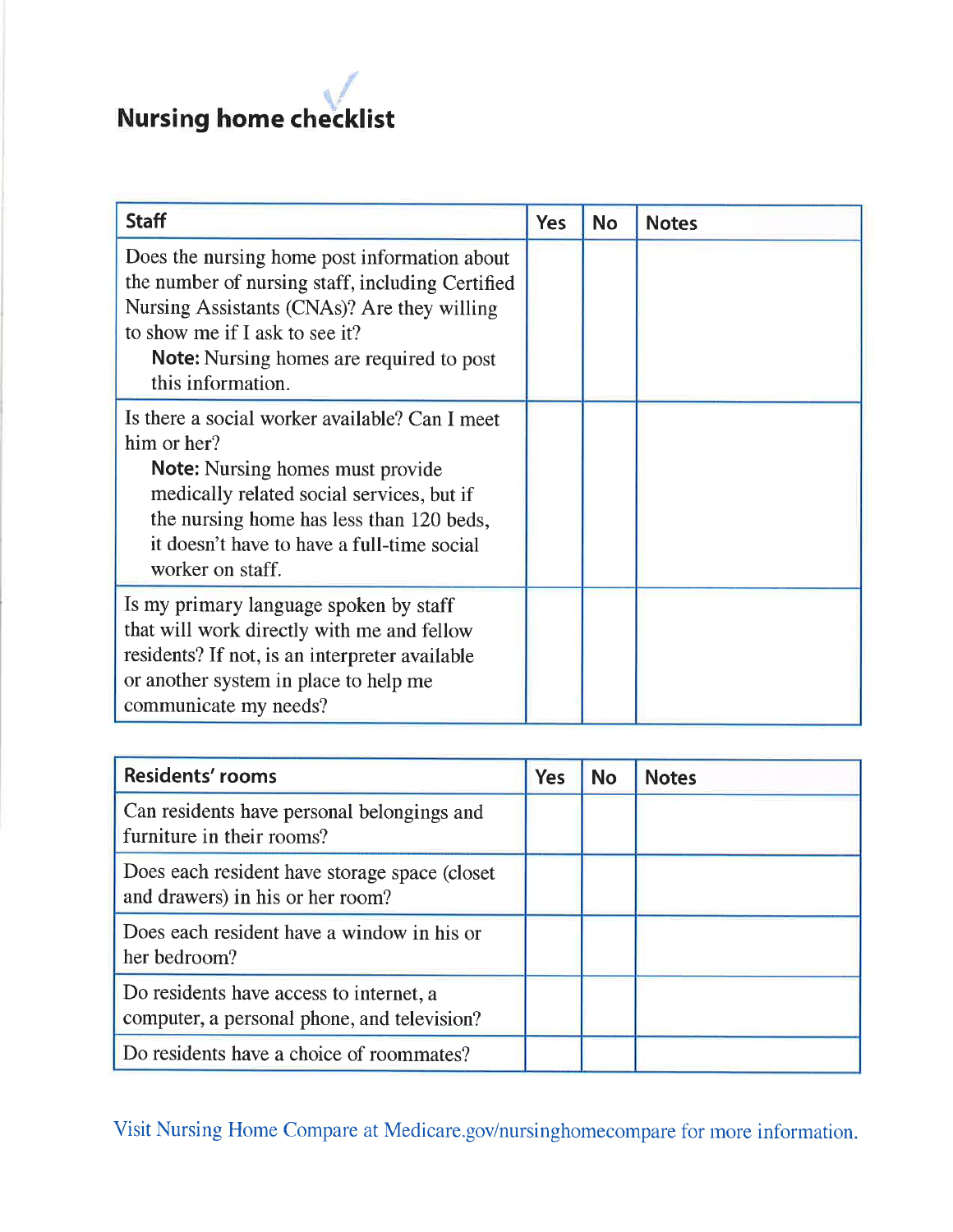# Nursing home checklist

| Staff | Yes | No | Notes |
|---|---|---|---|
| Does the nursing home post information about the number of nursing staff, including Certified Nursing Assistants (CNAs)? Are they willing to show me if I ask to see it? **Note:** Nursing homes are required to post this information. | | | |
| Is there a social worker available? Can I meet him or her? **Note:** Nursing homes must provide medically related social services, but if the nursing home has less than 120 beds, it doesn't have to have a full-time social worker on staff. | | | |
| Is my primary language spoken by staff that will work directly with me and fellow residents? If not, is an interpreter available or another system in place to help me communicate my needs? | | | |

| Residents' rooms | Yes | No | Notes |
|---|---|---|---|
| Can residents have personal belongings and furniture in their rooms? | | | |
| Does each resident have storage space (closet and drawers) in his or her room? | | | |
| Does each resident have a window in his or her bedroom? | | | |
| Do residents have access to internet, a computer, a personal phone, and television? | | | |
| Do residents have a choice of roommates? | | | |

Visit Nursing Home Compare at Medicare.gov/nursinghomecompare for more information.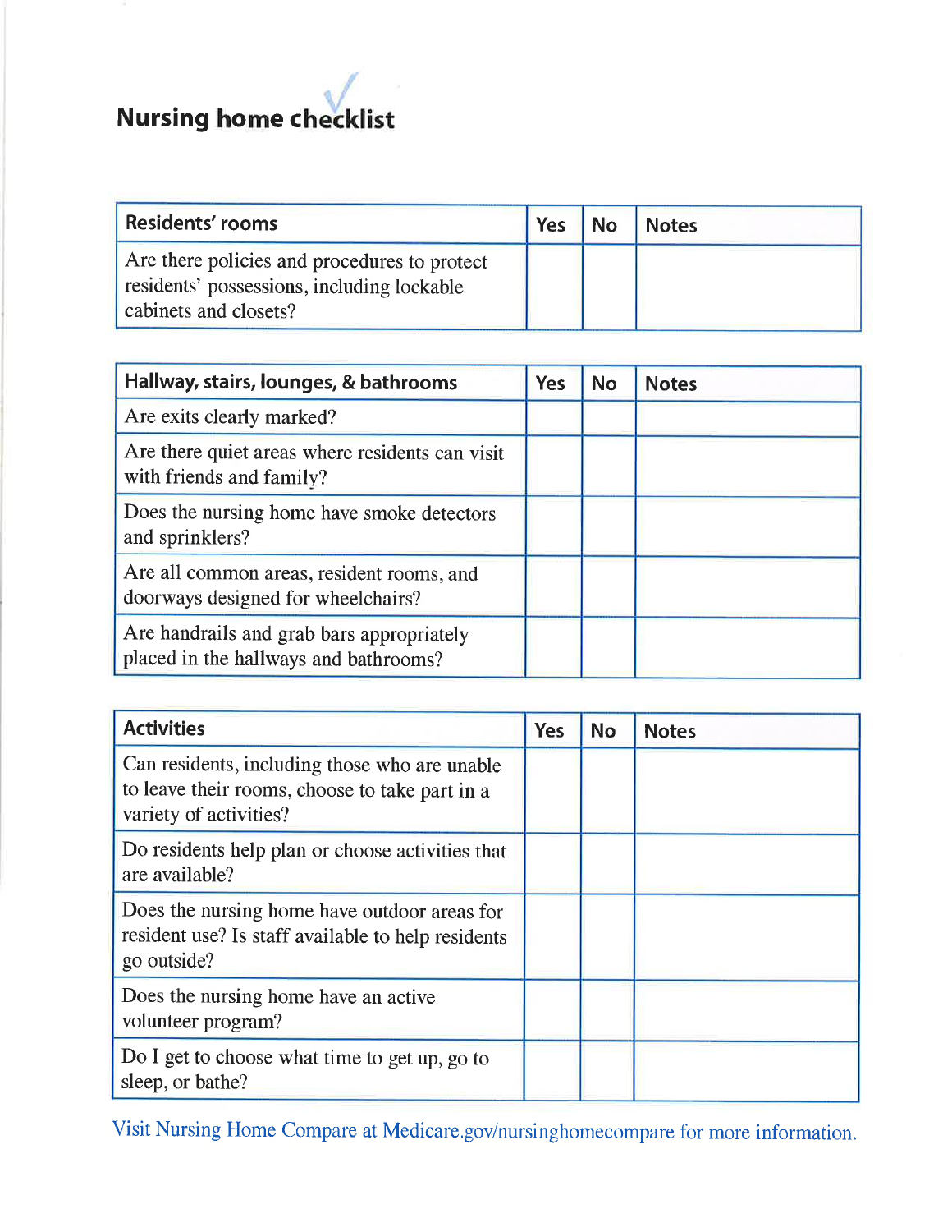## Nursing home checklist

| Residents' rooms | Yes | No | Notes |
|---|---|---|---|
| Are there policies and procedures to protect residents' possessions, including lockable cabinets and closets? | | | |

| Hallway, stairs, lounges, & bathrooms | Yes | No | Notes |
|---|---|---|---|
| Are exits clearly marked? | | | |
| Are there quiet areas where residents can visit with friends and family? | | | |
| Does the nursing home have smoke detectors and sprinklers? | | | |
| Are all common areas, resident rooms, and doorways designed for wheelchairs? | | | |
| Are handrails and grab bars appropriately placed in the hallways and bathrooms? | | | |

| Activities | Yes | No | Notes |
|---|---|---|---|
| Can residents, including those who are unable to leave their rooms, choose to take part in a variety of activities? | | | |
| Do residents help plan or choose activities that are available? | | | |
| Does the nursing home have outdoor areas for resident use? Is staff available to help residents go outside? | | | |
| Does the nursing home have an active volunteer program? | | | |
| Do I get to choose what time to get up, go to sleep, or bathe? | | | |

Visit Nursing Home Compare at Medicare.gov/nursinghomecompare for more information.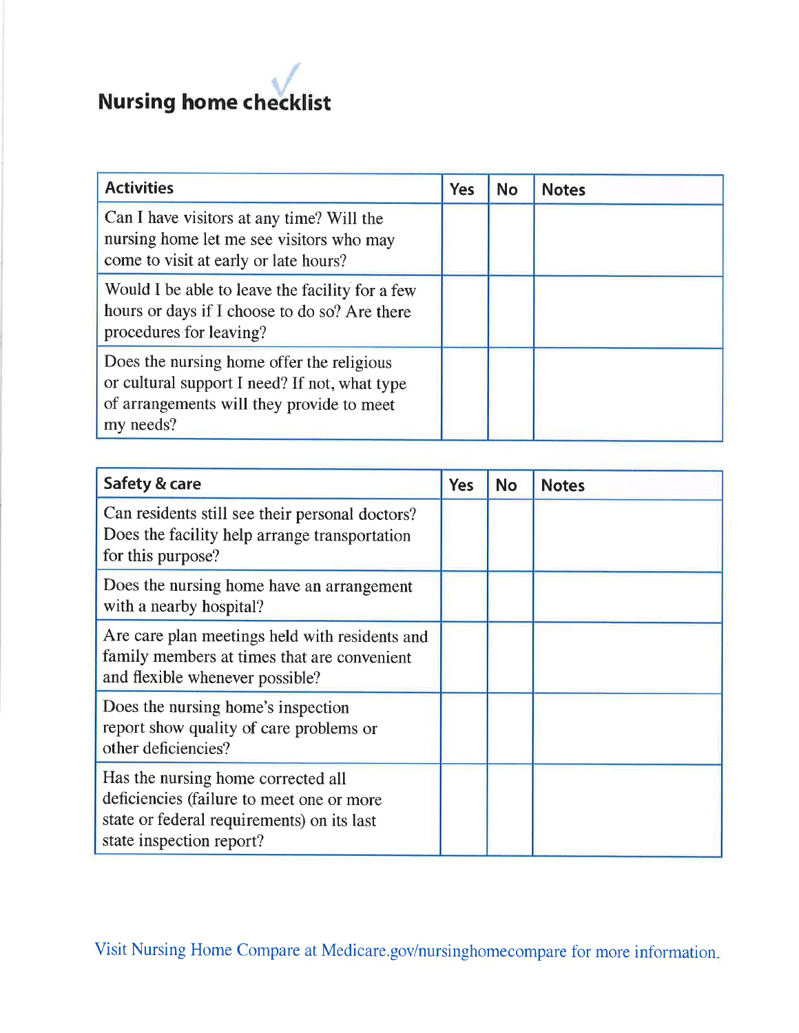# Nursing home checklist

| Activities | Yes | No | Notes |
| --- | --- | --- | --- |
| Can I have visitors at any time? Will the nursing home let me see visitors who may come to visit at early or late hours? | | | |
| Would I be able to leave the facility for a few hours or days if I choose to do so? Are there procedures for leaving? | | | |
| Does the nursing home offer the religious or cultural support I need? If not, what type of arrangements will they provide to meet my needs? | | | |

| Safety & care | Yes | No | Notes |
| --- | --- | --- | --- |
| Can residents still see their personal doctors? Does the facility help arrange transportation for this purpose? | | | |
| Does the nursing home have an arrangement with a nearby hospital? | | | |
| Are care plan meetings held with residents and family members at times that are convenient and flexible whenever possible? | | | |
| Does the nursing home's inspection report show quality of care problems or other deficiencies? | | | |
| Has the nursing home corrected all deficiencies (failure to meet one or more state or federal requirements) on its last state inspection report? | | | |

Visit Nursing Home Compare at Medicare.gov/nursinghomecompare for more information.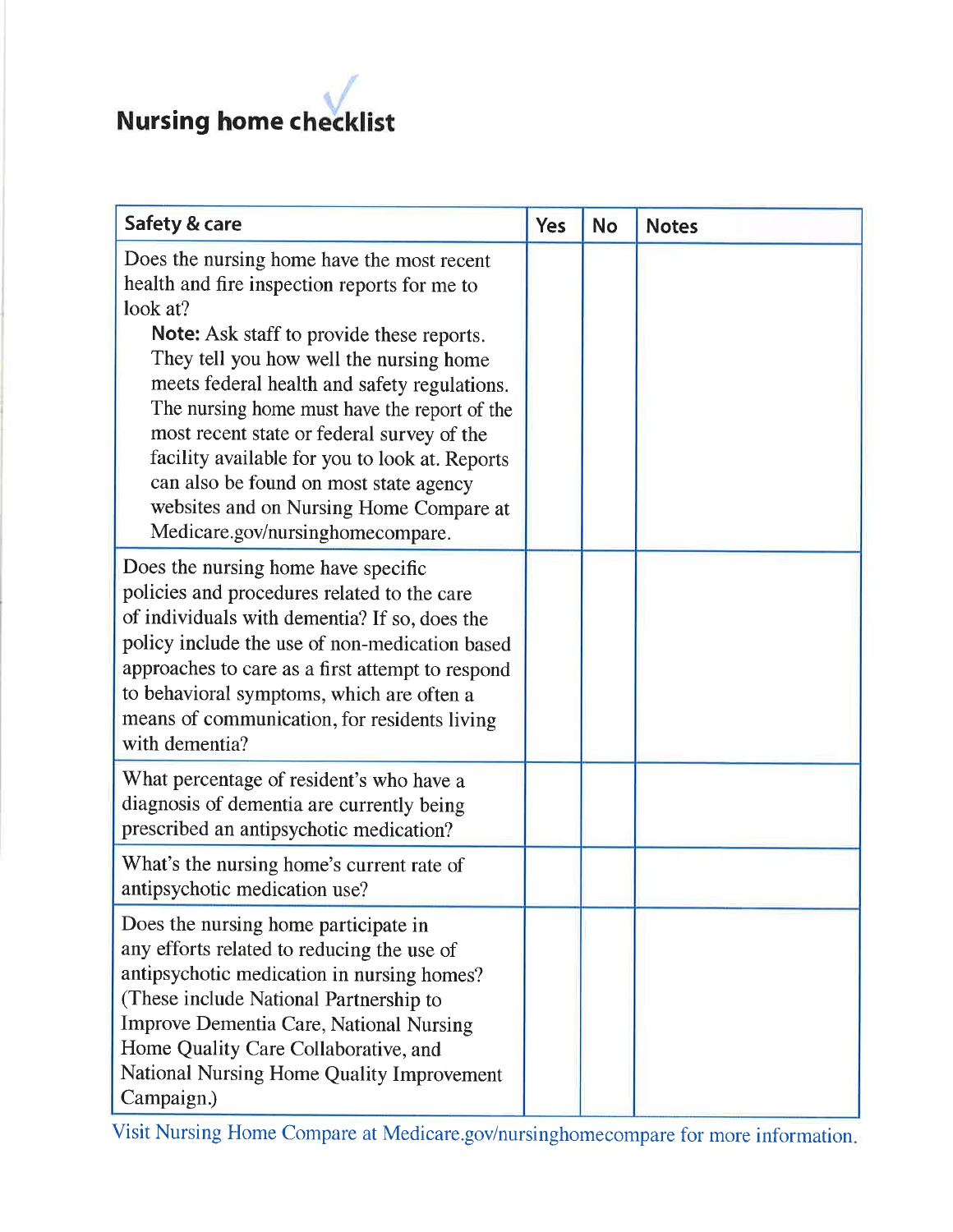## Nursing home checklist

| Safety & care | Yes | No | Notes |
|---|---|---|---|
| Does the nursing home have the most recent health and fire inspection reports for me to look at?<br>**Note:** Ask staff to provide these reports. They tell you how well the nursing home meets federal health and safety regulations. The nursing home must have the report of the most recent state or federal survey of the facility available for you to look at. Reports can also be found on most state agency websites and on Nursing Home Compare at Medicare.gov/nursinghomecompare. | | | |
| Does the nursing home have specific policies and procedures related to the care of individuals with dementia? If so, does the policy include the use of non-medication based approaches to care as a first attempt to respond to behavioral symptoms, which are often a means of communication, for residents living with dementia? | | | |
| What percentage of resident's who have a diagnosis of dementia are currently being prescribed an antipsychotic medication? | | | |
| What's the nursing home's current rate of antipsychotic medication use? | | | |
| Does the nursing home participate in any efforts related to reducing the use of antipsychotic medication in nursing homes? (These include National Partnership to Improve Dementia Care, National Nursing Home Quality Care Collaborative, and National Nursing Home Quality Improvement Campaign.) | | | |

Visit Nursing Home Compare at Medicare.gov/nursinghomecompare for more information.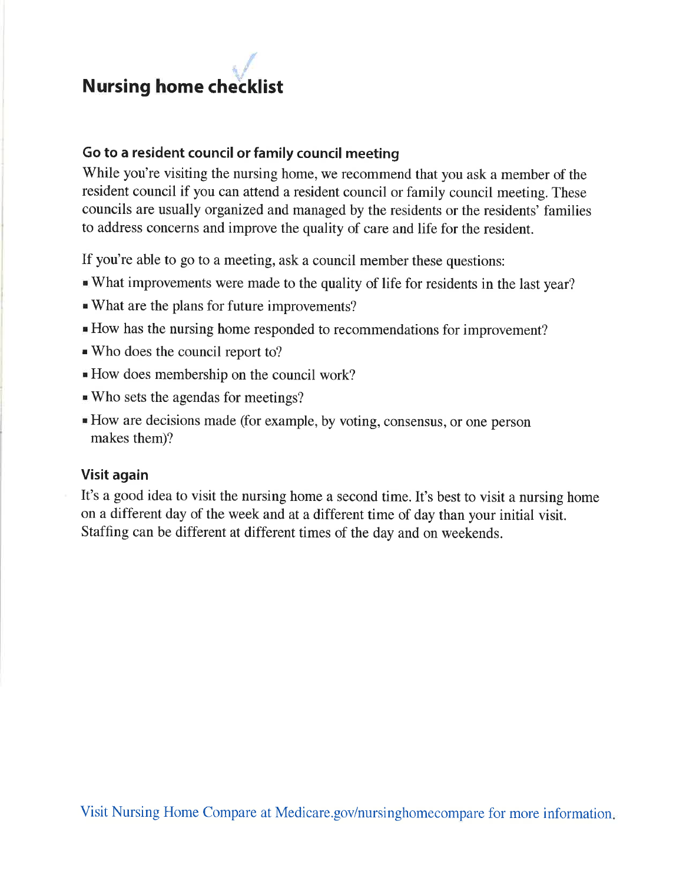# Nursing home checklist

### Go to a resident council or family council meeting

While you're visiting the nursing home, we recommend that you ask a member of the resident council if you can attend a resident council or family council meeting. These councils are usually organized and managed by the residents or the residents' families to address concerns and improve the quality of care and life for the resident.

If you're able to go to a meeting, ask a council member these questions:

- What improvements were made to the quality of life for residents in the last year?
- What are the plans for future improvements?
- How has the nursing home responded to recommendations for improvement?
- Who does the council report to?
- How does membership on the council work?
- Who sets the agendas for meetings?
- How are decisions made (for example, by voting, consensus, or one person makes them)?

### Visit again

It's a good idea to visit the nursing home a second time. It's best to visit a nursing home on a different day of the week and at a different time of day than your initial visit. Staffing can be different at different times of the day and on weekends.

Visit Nursing Home Compare at Medicare.gov/nursinghomecompare for more information.